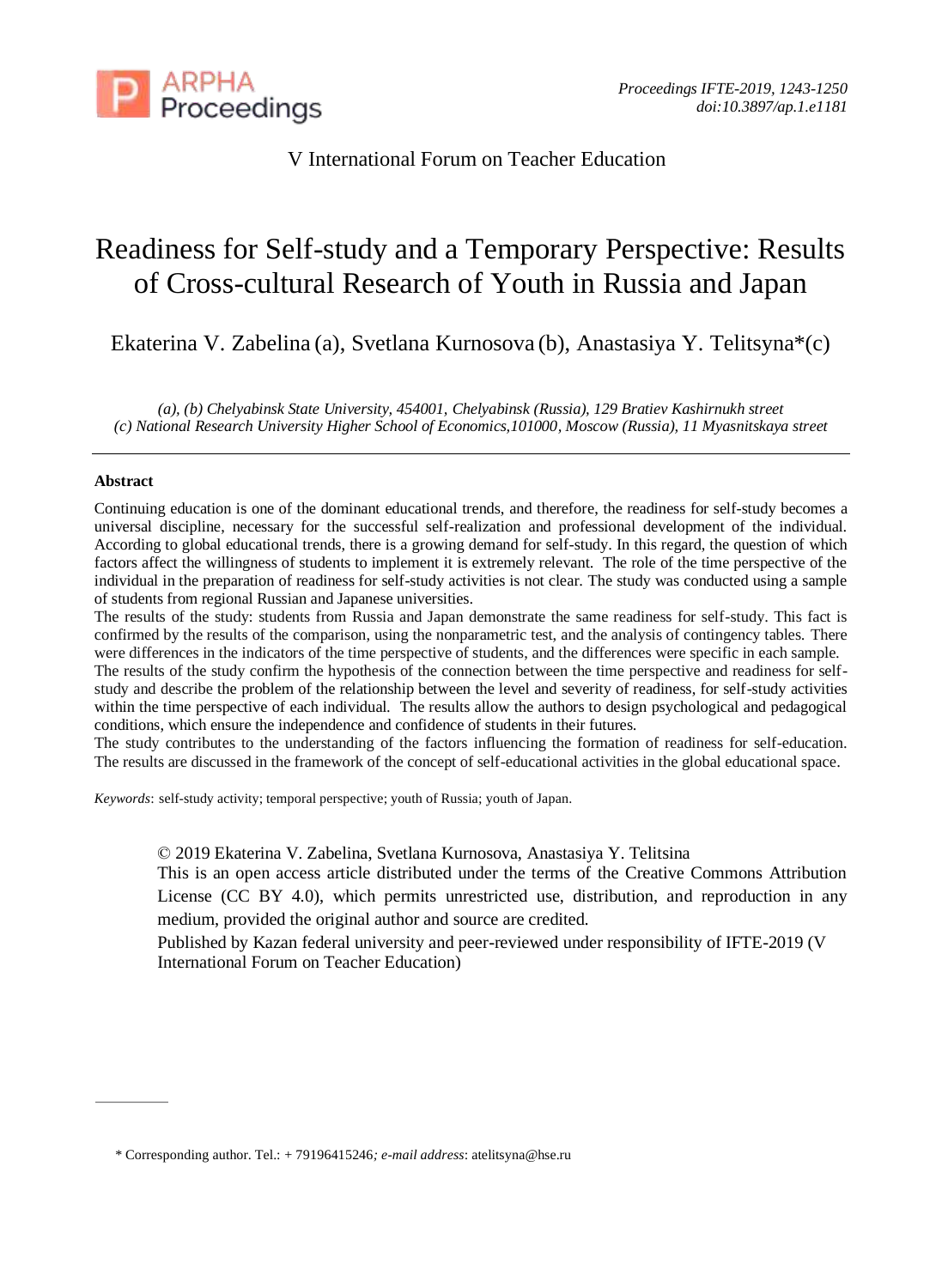V International Forum on Teacher Education

# Readiness for Self-study and a Temporary Perspective: Results of Cross-cultural Research of Youth in Russia and Japan

Ekaterina V. Zabelina (a), Svetlana Kurnosova (b), Anastasiya Y. Telitsyna*(c)

*(a), (b) Chelyabinsk State University, 454001, Chelyabinsk (Russia), 129 Bratiev Kashirnukh street*
*(c) National Research University Higher School of Economics,101000, Moscow (Russia), 11 Myasnitskaya street*

---

## Abstract

Continuing education is one of the dominant educational trends, and therefore, the readiness for self-study becomes a universal discipline, necessary for the successful self-realization and professional development of the individual. According to global educational trends, there is a growing demand for self-study. In this regard, the question of which factors affect the willingness of students to implement it is extremely relevant. The role of the time perspective of the individual in the preparation of readiness for self-study activities is not clear. The study was conducted using a sample of students from regional Russian and Japanese universities.

The results of the study: students from Russia and Japan demonstrate the same readiness for self-study. This fact is confirmed by the results of the comparison, using the nonparametric test, and the analysis of contingency tables. There were differences in the indicators of the time perspective of students, and the differences were specific in each sample.

The results of the study confirm the hypothesis of the connection between the time perspective and readiness for self-study and describe the problem of the relationship between the level and severity of readiness, for self-study activities within the time perspective of each individual. The results allow the authors to design psychological and pedagogical conditions, which ensure the independence and confidence of students in their futures.

The study contributes to the understanding of the factors influencing the formation of readiness for self-education. The results are discussed in the framework of the concept of self-educational activities in the global educational space.

*Keywords*: self-study activity; temporal perspective; youth of Russia; youth of Japan.

© 2019 Ekaterina V. Zabelina, Svetlana Kurnosova, Anastasiya Y. Telitsina
This is an open access article distributed under the terms of the Creative Commons Attribution License (CC BY 4.0), which permits unrestricted use, distribution, and reproduction in any medium, provided the original author and source are credited.
Published by Kazan federal university and peer-reviewed under responsibility of IFTE-2019 (V International Forum on Teacher Education)

---

\* Corresponding author. Tel.: + 79196415246*; e-mail address*: atelitsyna@hse.ru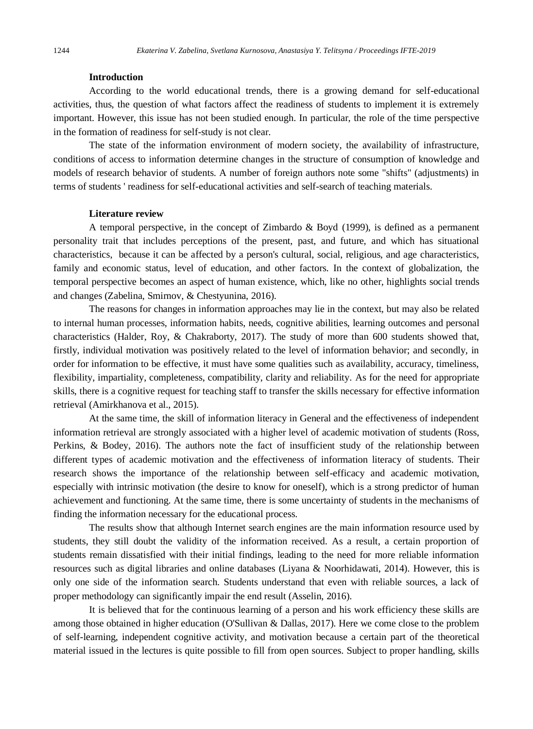## Introduction

According to the world educational trends, there is a growing demand for self-educational activities, thus, the question of what factors affect the readiness of students to implement it is extremely important. However, this issue has not been studied enough. In particular, the role of the time perspective in the formation of readiness for self-study is not clear.

The state of the information environment of modern society, the availability of infrastructure, conditions of access to information determine changes in the structure of consumption of knowledge and models of research behavior of students. A number of foreign authors note some "shifts" (adjustments) in terms of students ' readiness for self-educational activities and self-search of teaching materials.

## Literature review

A temporal perspective, in the concept of Zimbardo & Boyd (1999), is defined as a permanent personality trait that includes perceptions of the present, past, and future, and which has situational characteristics, because it can be affected by a person's cultural, social, religious, and age characteristics, family and economic status, level of education, and other factors. In the context of globalization, the temporal perspective becomes an aspect of human existence, which, like no other, highlights social trends and changes (Zabelina, Smirnov, & Chestyunina, 2016).

The reasons for changes in information approaches may lie in the context, but may also be related to internal human processes, information habits, needs, cognitive abilities, learning outcomes and personal characteristics (Halder, Roy, & Chakraborty, 2017). The study of more than 600 students showed that, firstly, individual motivation was positively related to the level of information behavior; and secondly, in order for information to be effective, it must have some qualities such as availability, accuracy, timeliness, flexibility, impartiality, completeness, compatibility, clarity and reliability. As for the need for appropriate skills, there is a cognitive request for teaching staff to transfer the skills necessary for effective information retrieval (Amirkhanova et al., 2015).

At the same time, the skill of information literacy in General and the effectiveness of independent information retrieval are strongly associated with a higher level of academic motivation of students (Ross, Perkins, & Bodey, 2016). The authors note the fact of insufficient study of the relationship between different types of academic motivation and the effectiveness of information literacy of students. Their research shows the importance of the relationship between self-efficacy and academic motivation, especially with intrinsic motivation (the desire to know for oneself), which is a strong predictor of human achievement and functioning. At the same time, there is some uncertainty of students in the mechanisms of finding the information necessary for the educational process.

The results show that although Internet search engines are the main information resource used by students, they still doubt the validity of the information received. As a result, a certain proportion of students remain dissatisfied with their initial findings, leading to the need for more reliable information resources such as digital libraries and online databases (Liyana & Noorhidawati, 2014). However, this is only one side of the information search. Students understand that even with reliable sources, a lack of proper methodology can significantly impair the end result (Asselin, 2016).

It is believed that for the continuous learning of a person and his work efficiency these skills are among those obtained in higher education (O'Sullivan & Dallas, 2017). Here we come close to the problem of self-learning, independent cognitive activity, and motivation because a certain part of the theoretical material issued in the lectures is quite possible to fill from open sources. Subject to proper handling, skills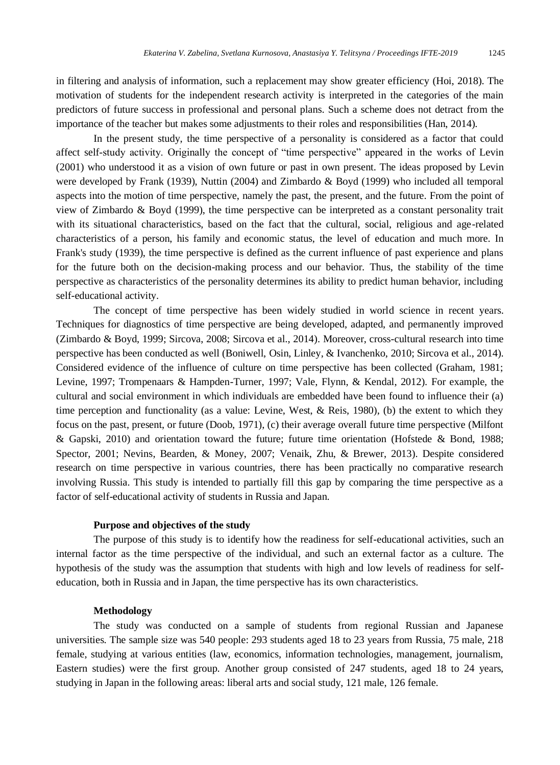in filtering and analysis of information, such a replacement may show greater efficiency (Hoi, 2018). The motivation of students for the independent research activity is interpreted in the categories of the main predictors of future success in professional and personal plans. Such a scheme does not detract from the importance of the teacher but makes some adjustments to their roles and responsibilities (Han, 2014).

In the present study, the time perspective of a personality is considered as a factor that could affect self-study activity. Originally the concept of "time perspective" appeared in the works of Levin (2001) who understood it as a vision of own future or past in own present. The ideas proposed by Levin were developed by Frank (1939), Nuttin (2004) and Zimbardo & Boyd (1999) who included all temporal aspects into the motion of time perspective, namely the past, the present, and the future. From the point of view of Zimbardo & Boyd (1999), the time perspective can be interpreted as a constant personality trait with its situational characteristics, based on the fact that the cultural, social, religious and age-related characteristics of a person, his family and economic status, the level of education and much more. In Frank's study (1939), the time perspective is defined as the current influence of past experience and plans for the future both on the decision-making process and our behavior. Thus, the stability of the time perspective as characteristics of the personality determines its ability to predict human behavior, including self-educational activity.

The concept of time perspective has been widely studied in world science in recent years. Techniques for diagnostics of time perspective are being developed, adapted, and permanently improved (Zimbardo & Boyd, 1999; Sircova, 2008; Sircova et al., 2014). Moreover, cross-cultural research into time perspective has been conducted as well (Boniwell, Osin, Linley, & Ivanchenko, 2010; Sircova et al., 2014). Considered evidence of the influence of culture on time perspective has been collected (Graham, 1981; Levine, 1997; Trompenaars & Hampden-Turner, 1997; Vale, Flynn, & Kendal, 2012). For example, the cultural and social environment in which individuals are embedded have been found to influence their (a) time perception and functionality (as a value: Levine, West, & Reis, 1980), (b) the extent to which they focus on the past, present, or future (Doob, 1971), (c) their average overall future time perspective (Milfont & Gapski, 2010) and orientation toward the future; future time orientation (Hofstede & Bond, 1988; Spector, 2001; Nevins, Bearden, & Money, 2007; Venaik, Zhu, & Brewer, 2013). Despite considered research on time perspective in various countries, there has been practically no comparative research involving Russia. This study is intended to partially fill this gap by comparing the time perspective as a factor of self-educational activity of students in Russia and Japan.

### Purpose and objectives of the study

The purpose of this study is to identify how the readiness for self-educational activities, such an internal factor as the time perspective of the individual, and such an external factor as a culture. The hypothesis of the study was the assumption that students with high and low levels of readiness for self-education, both in Russia and in Japan, the time perspective has its own characteristics.

### Methodology

The study was conducted on a sample of students from regional Russian and Japanese universities. The sample size was 540 people: 293 students aged 18 to 23 years from Russia, 75 male, 218 female, studying at various entities (law, economics, information technologies, management, journalism, Eastern studies) were the first group. Another group consisted of 247 students, aged 18 to 24 years, studying in Japan in the following areas: liberal arts and social study, 121 male, 126 female.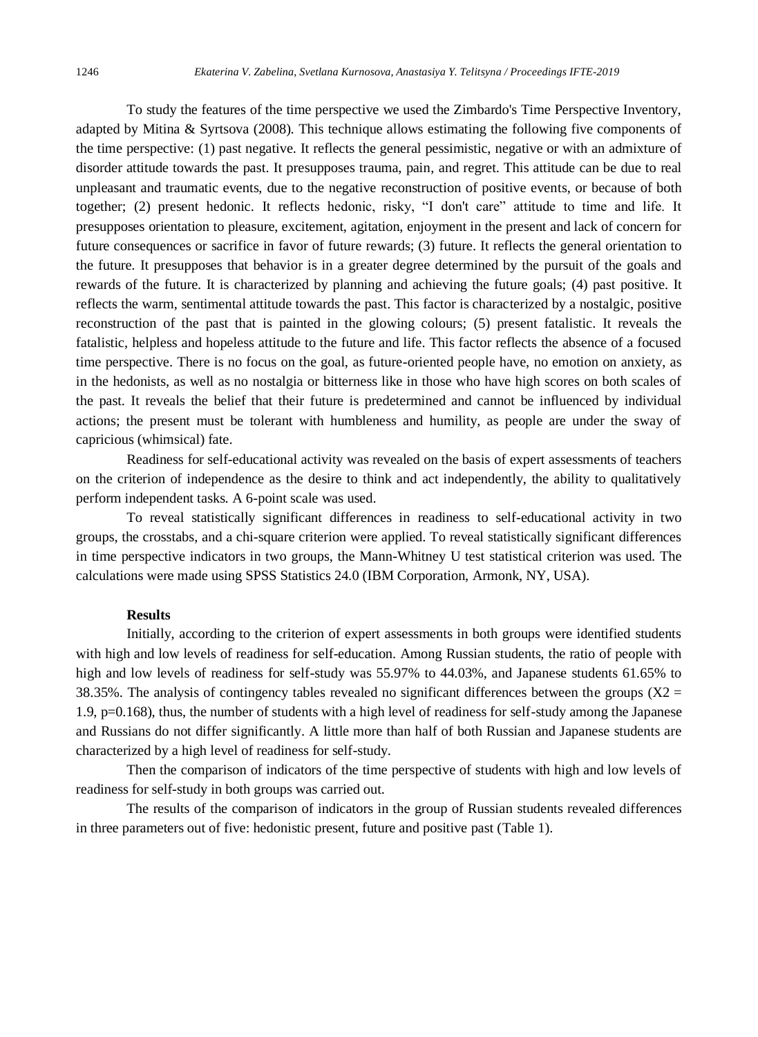To study the features of the time perspective we used the Zimbardo's Time Perspective Inventory, adapted by Mitina & Syrtsova (2008). This technique allows estimating the following five components of the time perspective: (1) past negative. It reflects the general pessimistic, negative or with an admixture of disorder attitude towards the past. It presupposes trauma, pain, and regret. This attitude can be due to real unpleasant and traumatic events, due to the negative reconstruction of positive events, or because of both together; (2) present hedonic. It reflects hedonic, risky, "I don't care" attitude to time and life. It presupposes orientation to pleasure, excitement, agitation, enjoyment in the present and lack of concern for future consequences or sacrifice in favor of future rewards; (3) future. It reflects the general orientation to the future. It presupposes that behavior is in a greater degree determined by the pursuit of the goals and rewards of the future. It is characterized by planning and achieving the future goals; (4) past positive. It reflects the warm, sentimental attitude towards the past. This factor is characterized by a nostalgic, positive reconstruction of the past that is painted in the glowing colours; (5) present fatalistic. It reveals the fatalistic, helpless and hopeless attitude to the future and life. This factor reflects the absence of a focused time perspective. There is no focus on the goal, as future-oriented people have, no emotion on anxiety, as in the hedonists, as well as no nostalgia or bitterness like in those who have high scores on both scales of the past. It reveals the belief that their future is predetermined and cannot be influenced by individual actions; the present must be tolerant with humbleness and humility, as people are under the sway of capricious (whimsical) fate.

Readiness for self-educational activity was revealed on the basis of expert assessments of teachers on the criterion of independence as the desire to think and act independently, the ability to qualitatively perform independent tasks. A 6-point scale was used.

To reveal statistically significant differences in readiness to self-educational activity in two groups, the crosstabs, and a chi-square criterion were applied. To reveal statistically significant differences in time perspective indicators in two groups, the Mann-Whitney U test statistical criterion was used. The calculations were made using SPSS Statistics 24.0 (IBM Corporation, Armonk, NY, USA).

## Results

Initially, according to the criterion of expert assessments in both groups were identified students with high and low levels of readiness for self-education. Among Russian students, the ratio of people with high and low levels of readiness for self-study was 55.97% to 44.03%, and Japanese students 61.65% to 38.35%. The analysis of contingency tables revealed no significant differences between the groups ($X2 = 1.9$, $p=0.168$), thus, the number of students with a high level of readiness for self-study among the Japanese and Russians do not differ significantly. A little more than half of both Russian and Japanese students are characterized by a high level of readiness for self-study.

Then the comparison of indicators of the time perspective of students with high and low levels of readiness for self-study in both groups was carried out.

The results of the comparison of indicators in the group of Russian students revealed differences in three parameters out of five: hedonistic present, future and positive past (Table 1).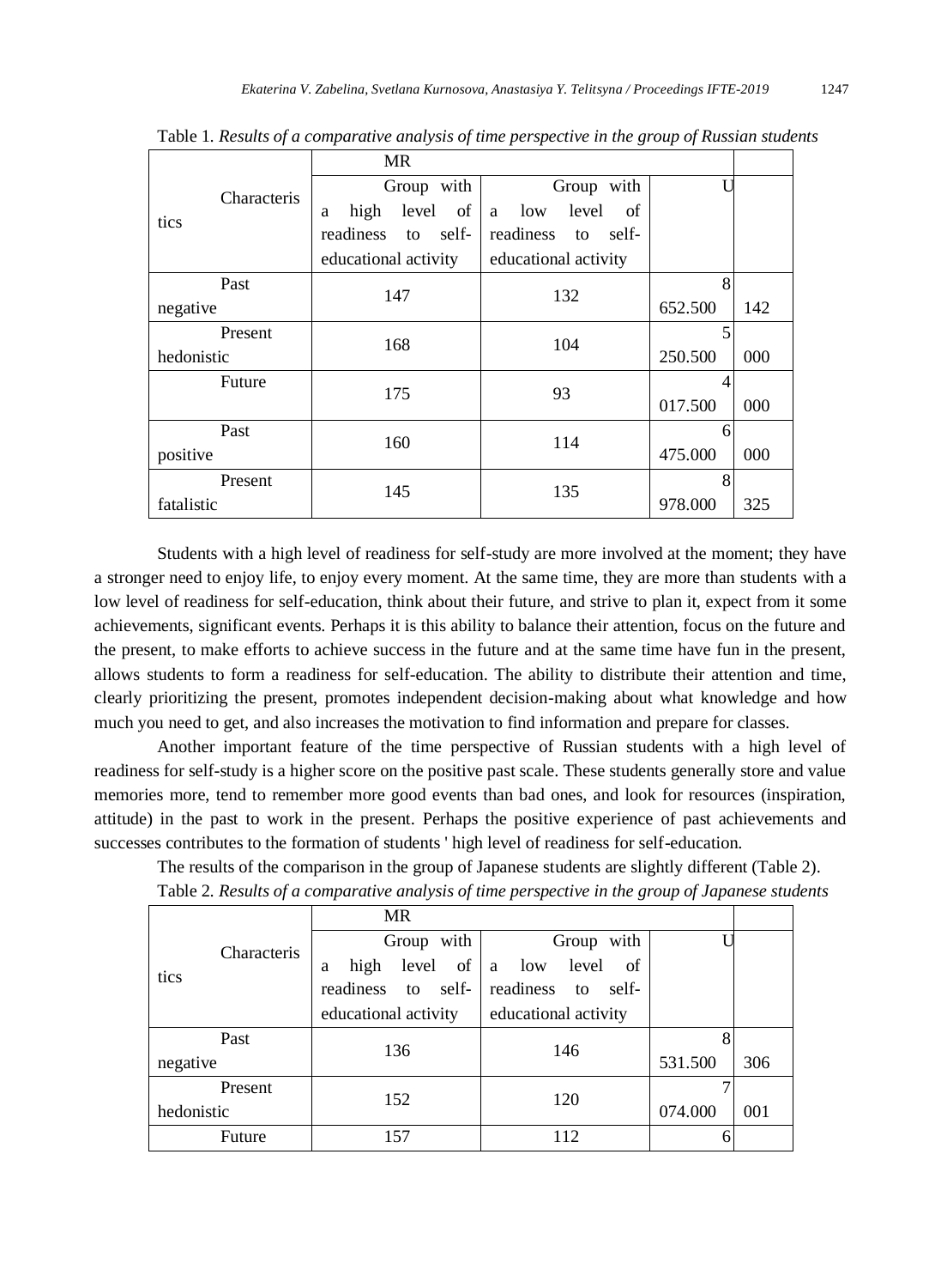Table 1. *Results of a comparative analysis of time perspective in the group of Russian students*

| Characteristics | MR | | | |
|---|---|---|---|---|
| | Group with a high level of readiness to self-educational activity | Group with a low level of readiness to self-educational activity | U | |
| Past negative | 147 | 132 | 8 652.500 | 142 |
| Present hedonistic | 168 | 104 | 5 250.500 | 000 |
| Future | 175 | 93 | 4 017.500 | 000 |
| Past positive | 160 | 114 | 6 475.000 | 000 |
| Present fatalistic | 145 | 135 | 8 978.000 | 325 |

Students with a high level of readiness for self-study are more involved at the moment; they have a stronger need to enjoy life, to enjoy every moment. At the same time, they are more than students with a low level of readiness for self-education, think about their future, and strive to plan it, expect from it some achievements, significant events. Perhaps it is this ability to balance their attention, focus on the future and the present, to make efforts to achieve success in the future and at the same time have fun in the present, allows students to form a readiness for self-education. The ability to distribute their attention and time, clearly prioritizing the present, promotes independent decision-making about what knowledge and how much you need to get, and also increases the motivation to find information and prepare for classes.

Another important feature of the time perspective of Russian students with a high level of readiness for self-study is a higher score on the positive past scale. These students generally store and value memories more, tend to remember more good events than bad ones, and look for resources (inspiration, attitude) in the past to work in the present. Perhaps the positive experience of past achievements and successes contributes to the formation of students ' high level of readiness for self-education.

The results of the comparison in the group of Japanese students are slightly different (Table 2).

Table 2. *Results of a comparative analysis of time perspective in the group of Japanese students*

| Characteristics | MR | | | |
|---|---|---|---|---|
| | Group with a high level of readiness to self-educational activity | Group with a low level of readiness to self-educational activity | U | |
| Past negative | 136 | 146 | 8 531.500 | 306 |
| Present hedonistic | 152 | 120 | 7 074.000 | 001 |
| Future | 157 | 112 | 6 | |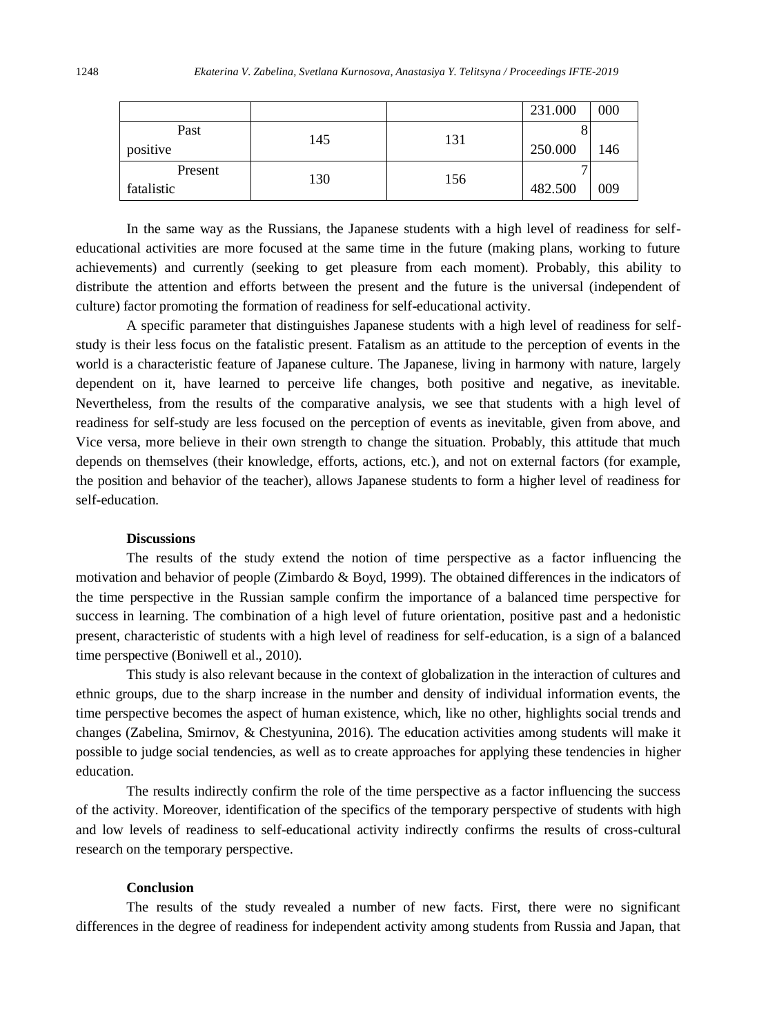| | | | | |
|---|---|---|---|---|
| | | | 231.000 | 000 |
| Past positive | 145 | 131 | 8 250.000 | 146 |
| Present fatalistic | 130 | 156 | 7 482.500 | 009 |

In the same way as the Russians, the Japanese students with a high level of readiness for self-educational activities are more focused at the same time in the future (making plans, working to future achievements) and currently (seeking to get pleasure from each moment). Probably, this ability to distribute the attention and efforts between the present and the future is the universal (independent of culture) factor promoting the formation of readiness for self-educational activity.

A specific parameter that distinguishes Japanese students with a high level of readiness for self-study is their less focus on the fatalistic present. Fatalism as an attitude to the perception of events in the world is a characteristic feature of Japanese culture. The Japanese, living in harmony with nature, largely dependent on it, have learned to perceive life changes, both positive and negative, as inevitable. Nevertheless, from the results of the comparative analysis, we see that students with a high level of readiness for self-study are less focused on the perception of events as inevitable, given from above, and Vice versa, more believe in their own strength to change the situation. Probably, this attitude that much depends on themselves (their knowledge, efforts, actions, etc.), and not on external factors (for example, the position and behavior of the teacher), allows Japanese students to form a higher level of readiness for self-education.

## Discussions

The results of the study extend the notion of time perspective as a factor influencing the motivation and behavior of people (Zimbardo & Boyd, 1999). The obtained differences in the indicators of the time perspective in the Russian sample confirm the importance of a balanced time perspective for success in learning. The combination of a high level of future orientation, positive past and a hedonistic present, characteristic of students with a high level of readiness for self-education, is a sign of a balanced time perspective (Boniwell et al., 2010).

This study is also relevant because in the context of globalization in the interaction of cultures and ethnic groups, due to the sharp increase in the number and density of individual information events, the time perspective becomes the aspect of human existence, which, like no other, highlights social trends and changes (Zabelina, Smirnov, & Chestyunina, 2016). The education activities among students will make it possible to judge social tendencies, as well as to create approaches for applying these tendencies in higher education.

The results indirectly confirm the role of the time perspective as a factor influencing the success of the activity. Moreover, identification of the specifics of the temporary perspective of students with high and low levels of readiness to self-educational activity indirectly confirms the results of cross-cultural research on the temporary perspective.

## Conclusion

The results of the study revealed a number of new facts. First, there were no significant differences in the degree of readiness for independent activity among students from Russia and Japan, that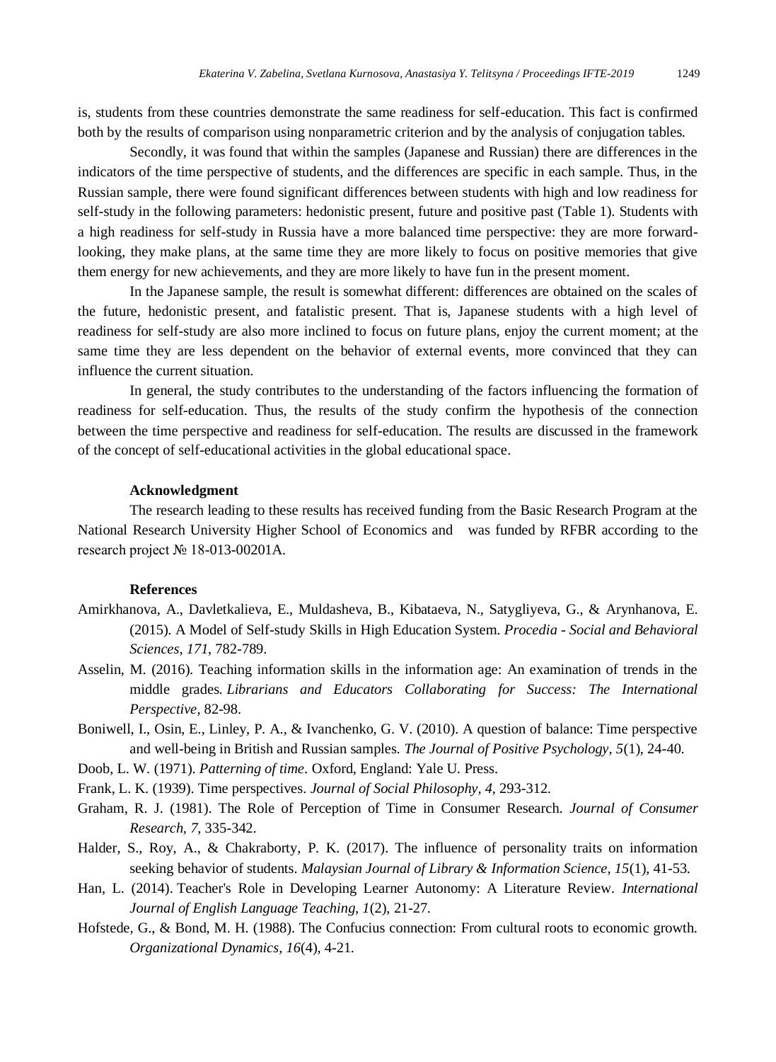is, students from these countries demonstrate the same readiness for self-education. This fact is confirmed both by the results of comparison using nonparametric criterion and by the analysis of conjugation tables.

Secondly, it was found that within the samples (Japanese and Russian) there are differences in the indicators of the time perspective of students, and the differences are specific in each sample. Thus, in the Russian sample, there were found significant differences between students with high and low readiness for self-study in the following parameters: hedonistic present, future and positive past (Table 1). Students with a high readiness for self-study in Russia have a more balanced time perspective: they are more forward-looking, they make plans, at the same time they are more likely to focus on positive memories that give them energy for new achievements, and they are more likely to have fun in the present moment.

In the Japanese sample, the result is somewhat different: differences are obtained on the scales of the future, hedonistic present, and fatalistic present. That is, Japanese students with a high level of readiness for self-study are also more inclined to focus on future plans, enjoy the current moment; at the same time they are less dependent on the behavior of external events, more convinced that they can influence the current situation.

In general, the study contributes to the understanding of the factors influencing the formation of readiness for self-education. Thus, the results of the study confirm the hypothesis of the connection between the time perspective and readiness for self-education. The results are discussed in the framework of the concept of self-educational activities in the global educational space.

## Acknowledgment

The research leading to these results has received funding from the Basic Research Program at the National Research University Higher School of Economics and was funded by RFBR according to the research project № 18-013-00201A.

## References

Amirkhanova, A., Davletkalieva, E., Muldasheva, B., Kibataeva, N., Satygliyeva, G., & Arynhanova, E. (2015). A Model of Self-study Skills in High Education System. *Procedia - Social and Behavioral Sciences*, *171*, 782-789.

Asselin, M. (2016). Teaching information skills in the information age: An examination of trends in the middle grades. *Librarians and Educators Collaborating for Success: The International Perspective*, 82-98.

Boniwell, I., Osin, E., Linley, P. A., & Ivanchenko, G. V. (2010). A question of balance: Time perspective and well-being in British and Russian samples. *The Journal of Positive Psychology, 5*(1), 24-40.

Doob, L. W. (1971). *Patterning of time*. Oxford, England: Yale U. Press.

Frank, L. K. (1939). Time perspectives. *Journal of Social Philosophy, 4*, 293-312.

Graham, R. J. (1981). The Role of Perception of Time in Consumer Research. *Journal of Consumer Research, 7*, 335-342.

Halder, S., Roy, A., & Chakraborty, P. K. (2017). The influence of personality traits on information seeking behavior of students. *Malaysian Journal of Library & Information Science, 15*(1), 41-53.

Han, L. (2014). Teacher's Role in Developing Learner Autonomy: A Literature Review. *International Journal of English Language Teaching, 1*(2), 21-27.

Hofstede, G., & Bond, M. H. (1988). The Confucius connection: From cultural roots to economic growth. *Organizational Dynamics, 16*(4), 4-21.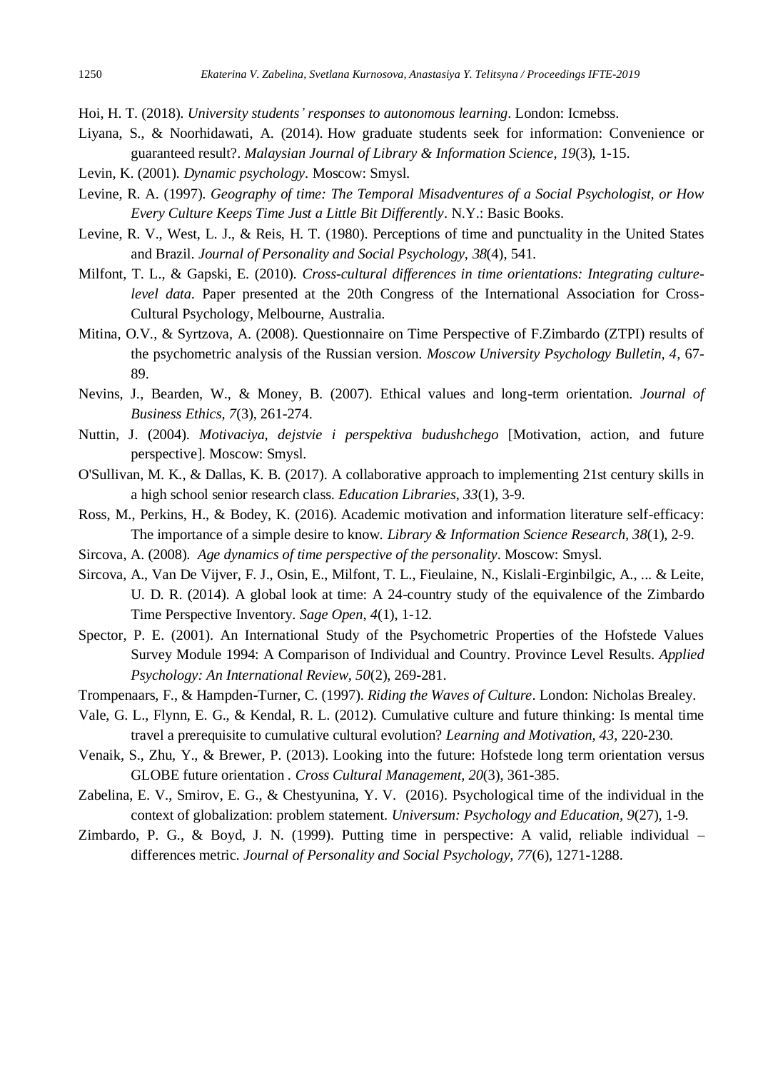Hoi, H. T. (2018). *University students' responses to autonomous learning*. London: Icmebss.

Liyana, S., & Noorhidawati, A. (2014). How graduate students seek for information: Convenience or guaranteed result?. *Malaysian Journal of Library & Information Science*, *19*(3), 1-15.

Levin, K. (2001). *Dynamic psychology*. Moscow: Smysl.

Levine, R. A. (1997). *Geography of time: The Temporal Misadventures of a Social Psychologist, or How Every Culture Keeps Time Just a Little Bit Differently*. N.Y.: Basic Books.

Levine, R. V., West, L. J., & Reis, H. T. (1980). Perceptions of time and punctuality in the United States and Brazil. *Journal of Personality and Social Psychology, 38*(4), 541.

Milfont, T. L., & Gapski, E. (2010). *Cross-cultural differences in time orientations: Integrating culture-level data*. Paper presented at the 20th Congress of the International Association for Cross-Cultural Psychology, Melbourne, Australia.

Mitina, O.V., & Syrtzova, A. (2008). Questionnaire on Time Perspective of F.Zimbardo (ZTPI) results of the psychometric analysis of the Russian version. *Moscow University Psychology Bulletin, 4*, 67-89.

Nevins, J., Bearden, W., & Money, B. (2007). Ethical values and long-term orientation. *Journal of Business Ethics, 7*(3), 261-274.

Nuttin, J. (2004). *Motivaciya, dejstvie i perspektiva budushchego* [Motivation, action, and future perspective]. Moscow: Smysl.

O'Sullivan, M. K., & Dallas, K. B. (2017). A collaborative approach to implementing 21st century skills in a high school senior research class. *Education Libraries, 33*(1), 3-9.

Ross, M., Perkins, H., & Bodey, K. (2016). Academic motivation and information literature self-efficacy: The importance of a simple desire to know. *Library & Information Science Research, 38*(1), 2-9.

Sircova, A. (2008). *Age dynamics of time perspective of the personality*. Moscow: Smysl.

Sircova, A., Van De Vijver, F. J., Osin, E., Milfont, T. L., Fieulaine, N., Kislali-Erginbilgic, A., ... & Leite, U. D. R. (2014). A global look at time: A 24-country study of the equivalence of the Zimbardo Time Perspective Inventory. *Sage Open, 4*(1), 1-12.

Spector, P. E. (2001). An International Study of the Psychometric Properties of the Hofstede Values Survey Module 1994: A Comparison of Individual and Country. Province Level Results. *Applied Psychology: An International Review, 50*(2), 269-281.

Trompenaars, F., & Hampden-Turner, C. (1997). *Riding the Waves of Culture*. London: Nicholas Brealey.

Vale, G. L., Flynn, E. G., & Kendal, R. L. (2012). Cumulative culture and future thinking: Is mental time travel a prerequisite to cumulative cultural evolution? *Learning and Motivation, 43*, 220-230.

Venaik, S., Zhu, Y., & Brewer, P. (2013). Looking into the future: Hofstede long term orientation versus GLOBE future orientation . *Cross Cultural Management, 20*(3), 361-385.

Zabelina, E. V., Smirov, E. G., & Chestyunina, Y. V. (2016). Psychological time of the individual in the context of globalization: problem statement. *Universum: Psychology and Education, 9*(27), 1-9.

Zimbardo, P. G., & Boyd, J. N. (1999). Putting time in perspective: A valid, reliable individual – differences metric. *Journal of Personality and Social Psychology, 77*(6), 1271-1288.